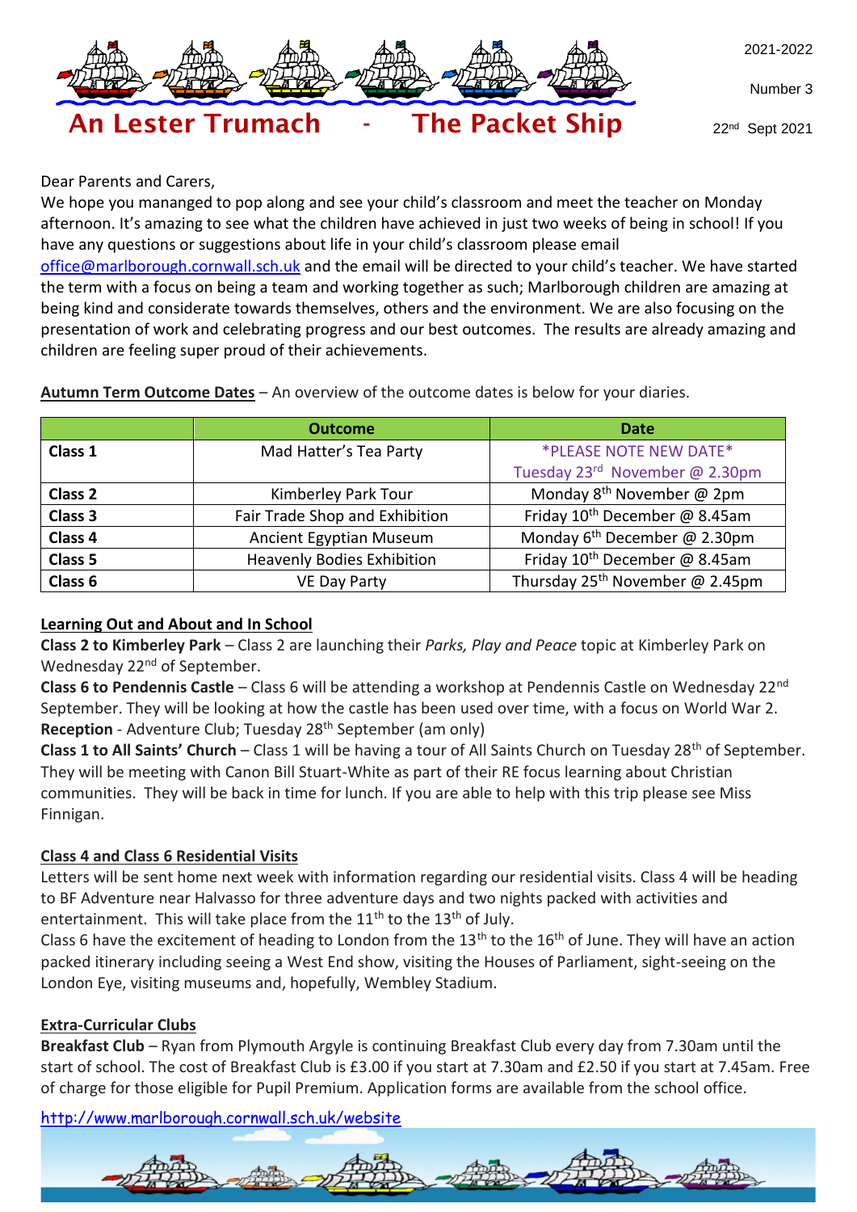# An Lester Trumach - The Packet Ship

2021-2022

Number 3

22nd Sept 2021

Dear Parents and Carers,

We hope you mananged to pop along and see your child's classroom and meet the teacher on Monday afternoon. It's amazing to see what the children have achieved in just two weeks of being in school! If you have any questions or suggestions about life in your child's classroom please email office@marlborough.cornwall.sch.uk and the email will be directed to your child's teacher. We have started the term with a focus on being a team and working together as such; Marlborough children are amazing at being kind and considerate towards themselves, others and the environment. We are also focusing on the presentation of work and celebrating progress and our best outcomes. The results are already amazing and children are feeling super proud of their achievements.

**Autumn Term Outcome Dates** – An overview of the outcome dates is below for your diaries.

| | Outcome | Date |
|---|---|---|
| **Class 1** | Mad Hatter's Tea Party | \*PLEASE NOTE NEW DATE\* Tuesday 23rd November @ 2.30pm |
| **Class 2** | Kimberley Park Tour | Monday 8th November @ 2pm |
| **Class 3** | Fair Trade Shop and Exhibition | Friday 10th December @ 8.45am |
| **Class 4** | Ancient Egyptian Museum | Monday 6th December @ 2.30pm |
| **Class 5** | Heavenly Bodies Exhibition | Friday 10th December @ 8.45am |
| **Class 6** | VE Day Party | Thursday 25th November @ 2.45pm |

## Learning Out and About and In School

**Class 2 to Kimberley Park** – Class 2 are launching their *Parks, Play and Peace* topic at Kimberley Park on Wednesday 22nd of September.

**Class 6 to Pendennis Castle** – Class 6 will be attending a workshop at Pendennis Castle on Wednesday 22nd September. They will be looking at how the castle has been used over time, with a focus on World War 2.

**Reception** - Adventure Club; Tuesday 28th September (am only)

**Class 1 to All Saints' Church** – Class 1 will be having a tour of All Saints Church on Tuesday 28th of September. They will be meeting with Canon Bill Stuart-White as part of their RE focus learning about Christian communities. They will be back in time for lunch. If you are able to help with this trip please see Miss Finnigan.

## Class 4 and Class 6 Residential Visits

Letters will be sent home next week with information regarding our residential visits. Class 4 will be heading to BF Adventure near Halvasso for three adventure days and two nights packed with activities and entertainment. This will take place from the 11th to the 13th of July.

Class 6 have the excitement of heading to London from the 13th to the 16th of June. They will have an action packed itinerary including seeing a West End show, visiting the Houses of Parliament, sight-seeing on the London Eye, visiting museums and, hopefully, Wembley Stadium.

## Extra-Curricular Clubs

**Breakfast Club** – Ryan from Plymouth Argyle is continuing Breakfast Club every day from 7.30am until the start of school. The cost of Breakfast Club is £3.00 if you start at 7.30am and £2.50 if you start at 7.45am. Free of charge for those eligible for Pupil Premium. Application forms are available from the school office.

http://www.marlborough.cornwall.sch.uk/website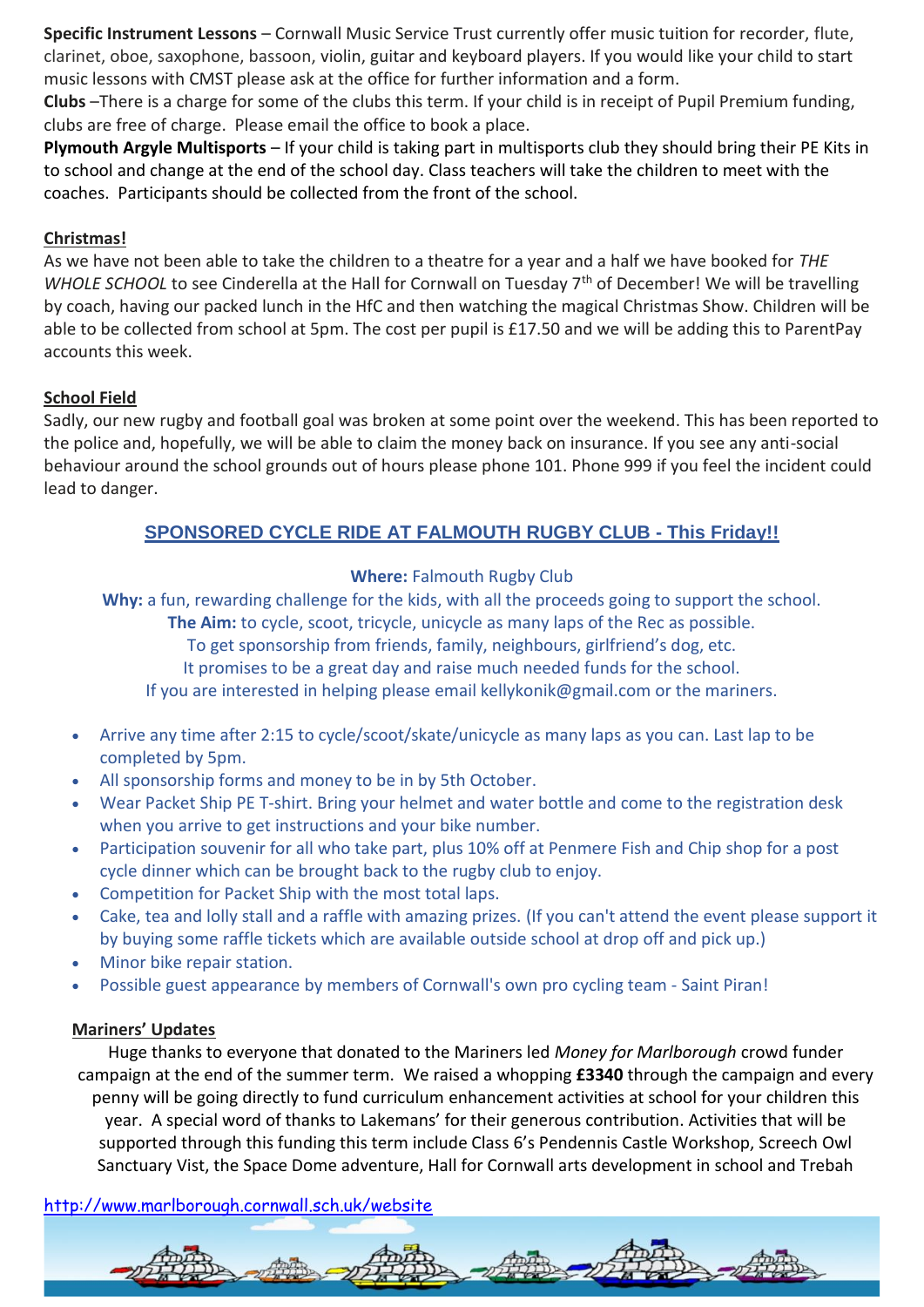**Specific Instrument Lessons** – Cornwall Music Service Trust currently offer music tuition for recorder, flute, clarinet, oboe, saxophone, bassoon, violin, guitar and keyboard players. If you would like your child to start music lessons with CMST please ask at the office for further information and a form.

**Clubs** –There is a charge for some of the clubs this term. If your child is in receipt of Pupil Premium funding, clubs are free of charge. Please email the office to book a place.

**Plymouth Argyle Multisports** – If your child is taking part in multisports club they should bring their PE Kits in to school and change at the end of the school day. Class teachers will take the children to meet with the coaches. Participants should be collected from the front of the school.

## Christmas!

As we have not been able to take the children to a theatre for a year and a half we have booked for *THE WHOLE SCHOOL* to see Cinderella at the Hall for Cornwall on Tuesday 7th of December! We will be travelling by coach, having our packed lunch in the HfC and then watching the magical Christmas Show. Children will be able to be collected from school at 5pm. The cost per pupil is £17.50 and we will be adding this to ParentPay accounts this week.

## School Field

Sadly, our new rugby and football goal was broken at some point over the weekend. This has been reported to the police and, hopefully, we will be able to claim the money back on insurance. If you see any anti-social behaviour around the school grounds out of hours please phone 101. Phone 999 if you feel the incident could lead to danger.

## SPONSORED CYCLE RIDE AT FALMOUTH RUGBY CLUB - This Friday!!

**Where:** Falmouth Rugby Club

**Why:** a fun, rewarding challenge for the kids, with all the proceeds going to support the school.

**The Aim:** to cycle, scoot, tricycle, unicycle as many laps of the Rec as possible.

To get sponsorship from friends, family, neighbours, girlfriend's dog, etc.

It promises to be a great day and raise much needed funds for the school.

If you are interested in helping please email kellykonik@gmail.com or the mariners.

- Arrive any time after 2:15 to cycle/scoot/skate/unicycle as many laps as you can. Last lap to be completed by 5pm.
- All sponsorship forms and money to be in by 5th October.
- Wear Packet Ship PE T-shirt. Bring your helmet and water bottle and come to the registration desk when you arrive to get instructions and your bike number.
- Participation souvenir for all who take part, plus 10% off at Penmere Fish and Chip shop for a post cycle dinner which can be brought back to the rugby club to enjoy.
- Competition for Packet Ship with the most total laps.
- Cake, tea and lolly stall and a raffle with amazing prizes. (If you can't attend the event please support it by buying some raffle tickets which are available outside school at drop off and pick up.)
- Minor bike repair station.
- Possible guest appearance by members of Cornwall's own pro cycling team - Saint Piran!

## Mariners' Updates

Huge thanks to everyone that donated to the Mariners led *Money for Marlborough* crowd funder campaign at the end of the summer term. We raised a whopping **£3340** through the campaign and every penny will be going directly to fund curriculum enhancement activities at school for your children this year. A special word of thanks to Lakemans' for their generous contribution. Activities that will be supported through this funding this term include Class 6's Pendennis Castle Workshop, Screech Owl Sanctuary Vist, the Space Dome adventure, Hall for Cornwall arts development in school and Trebah

http://www.marlborough.cornwall.sch.uk/website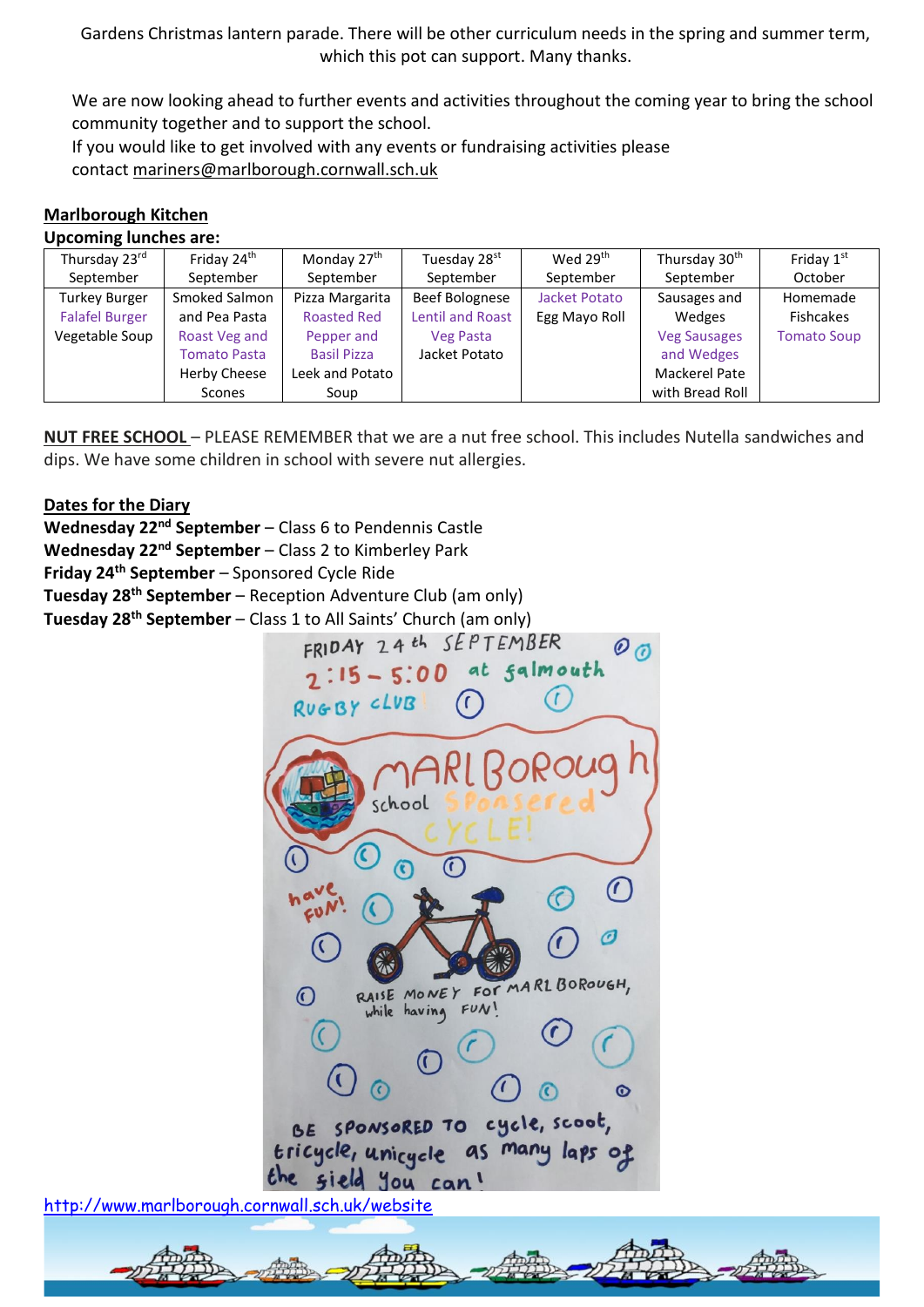Gardens Christmas lantern parade. There will be other curriculum needs in the spring and summer term, which this pot can support. Many thanks.

We are now looking ahead to further events and activities throughout the coming year to bring the school community together and to support the school.
If you would like to get involved with any events or fundraising activities please contact mariners@marlborough.cornwall.sch.uk

## Marlborough Kitchen

**Upcoming lunches are:**

| Thursday 23rd September | Friday 24th September | Monday 27th September | Tuesday 28st September | Wed 29th September | Thursday 30th September | Friday 1st October |
|---|---|---|---|---|---|---|
| Turkey Burger<br>Falafel Burger<br>Vegetable Soup | Smoked Salmon and Pea Pasta<br>Roast Veg and Tomato Pasta<br>Herby Cheese Scones | Pizza Margarita<br>Roasted Red Pepper and Basil Pizza<br>Leek and Potato Soup | Beef Bolognese<br>Lentil and Roast Veg Pasta<br>Jacket Potato | Jacket Potato<br>Egg Mayo Roll | Sausages and Wedges<br>Veg Sausages and Wedges<br>Mackerel Pate with Bread Roll | Homemade Fishcakes<br>Tomato Soup |

**NUT FREE SCHOOL** – PLEASE REMEMBER that we are a nut free school. This includes Nutella sandwiches and dips. We have some children in school with severe nut allergies.

## Dates for the Diary

**Wednesday 22nd September** – Class 6 to Pendennis Castle
**Wednesday 22nd September** – Class 2 to Kimberley Park
**Friday 24th September** – Sponsored Cycle Ride
**Tuesday 28th September** – Reception Adventure Club (am only)
**Tuesday 28th September** – Class 1 to All Saints' Church (am only)

FRIDAY 24th SEPTEMBER
2:15 – 5:00 at falmouth RUGBY CLUB

MARLBOROUGH school Sponsered CYCLE!

have FUN!

RAISE MONEY FOR MARLBOROUGH, while having FUN!

BE SPONSORED TO cycle, scoot, tricycle, unicycle as many laps of the field you can!

http://www.marlborough.cornwall.sch.uk/website